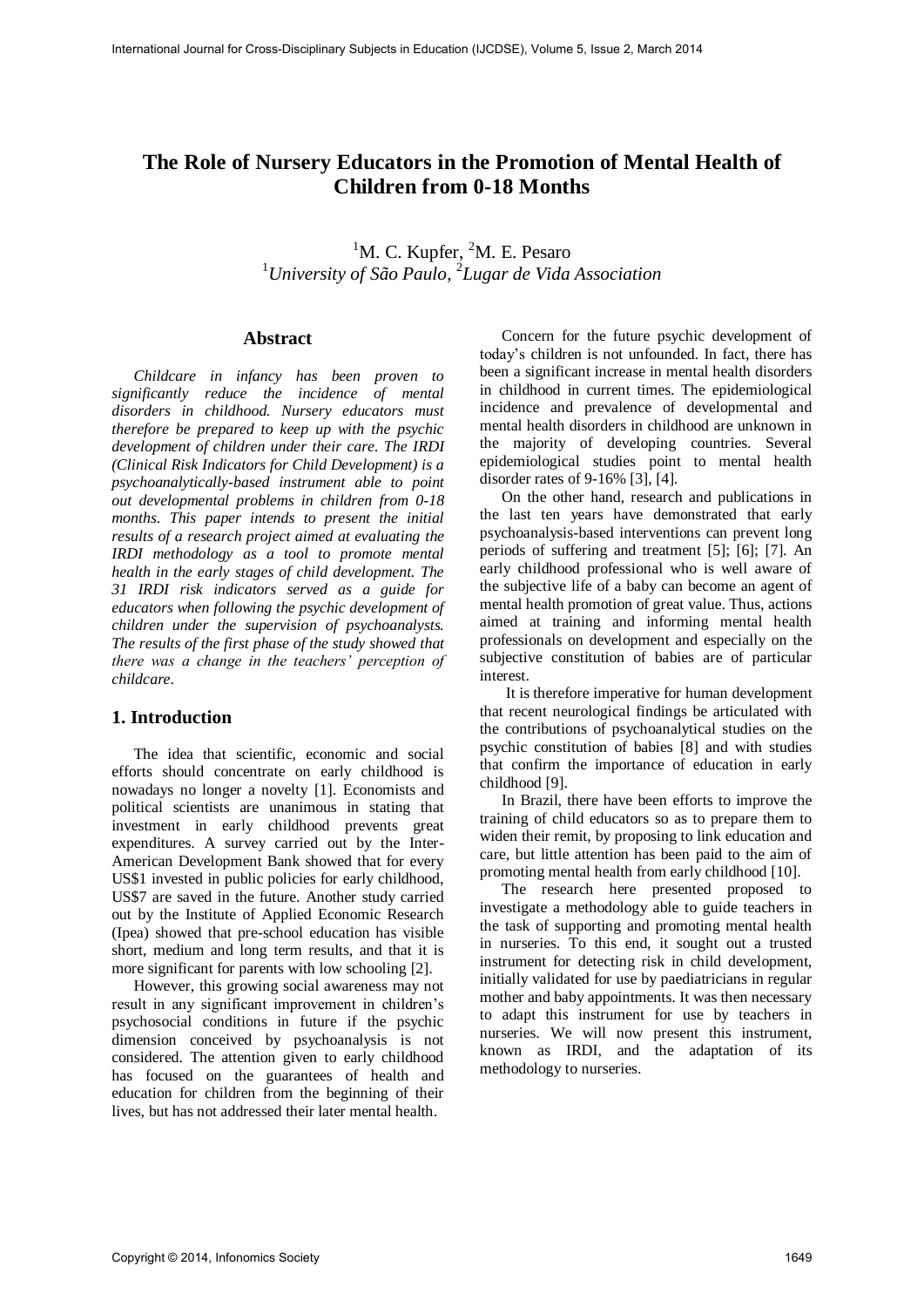# The Role of Nursery Educators in the Promotion of Mental Health of Children from 0-18 Months

[1]M. C. Kupfer, [2]M. E. Pesaro
[1]*University of São Paulo*, [2]*Lugar de Vida Association*

## Abstract

*Childcare in infancy has been proven to significantly reduce the incidence of mental disorders in childhood. Nursery educators must therefore be prepared to keep up with the psychic development of children under their care. The IRDI (Clinical Risk Indicators for Child Development) is a psychoanalytically-based instrument able to point out developmental problems in children from 0-18 months. This paper intends to present the initial results of a research project aimed at evaluating the IRDI methodology as a tool to promote mental health in the early stages of child development. The 31 IRDI risk indicators served as a guide for educators when following the psychic development of children under the supervision of psychoanalysts. The results of the first phase of the study showed that there was a change in the teachers' perception of childcare.*

## 1. Introduction

The idea that scientific, economic and social efforts should concentrate on early childhood is nowadays no longer a novelty [1]. Economists and political scientists are unanimous in stating that investment in early childhood prevents great expenditures. A survey carried out by the Inter-American Development Bank showed that for every US$1 invested in public policies for early childhood, US$7 are saved in the future. Another study carried out by the Institute of Applied Economic Research (Ipea) showed that pre-school education has visible short, medium and long term results, and that it is more significant for parents with low schooling [2].

However, this growing social awareness may not result in any significant improvement in children's psychosocial conditions in future if the psychic dimension conceived by psychoanalysis is not considered. The attention given to early childhood has focused on the guarantees of health and education for children from the beginning of their lives, but has not addressed their later mental health.

Concern for the future psychic development of today's children is not unfounded. In fact, there has been a significant increase in mental health disorders in childhood in current times. The epidemiological incidence and prevalence of developmental and mental health disorders in childhood are unknown in the majority of developing countries. Several epidemiological studies point to mental health disorder rates of 9-16% [3], [4].

On the other hand, research and publications in the last ten years have demonstrated that early psychoanalysis-based interventions can prevent long periods of suffering and treatment [5]; [6]; [7]. An early childhood professional who is well aware of the subjective life of a baby can become an agent of mental health promotion of great value. Thus, actions aimed at training and informing mental health professionals on development and especially on the subjective constitution of babies are of particular interest.

It is therefore imperative for human development that recent neurological findings be articulated with the contributions of psychoanalytical studies on the psychic constitution of babies [8] and with studies that confirm the importance of education in early childhood [9].

In Brazil, there have been efforts to improve the training of child educators so as to prepare them to widen their remit, by proposing to link education and care, but little attention has been paid to the aim of promoting mental health from early childhood [10].

The research here presented proposed to investigate a methodology able to guide teachers in the task of supporting and promoting mental health in nurseries. To this end, it sought out a trusted instrument for detecting risk in child development, initially validated for use by paediatricians in regular mother and baby appointments. It was then necessary to adapt this instrument for use by teachers in nurseries. We will now present this instrument, known as IRDI, and the adaptation of its methodology to nurseries.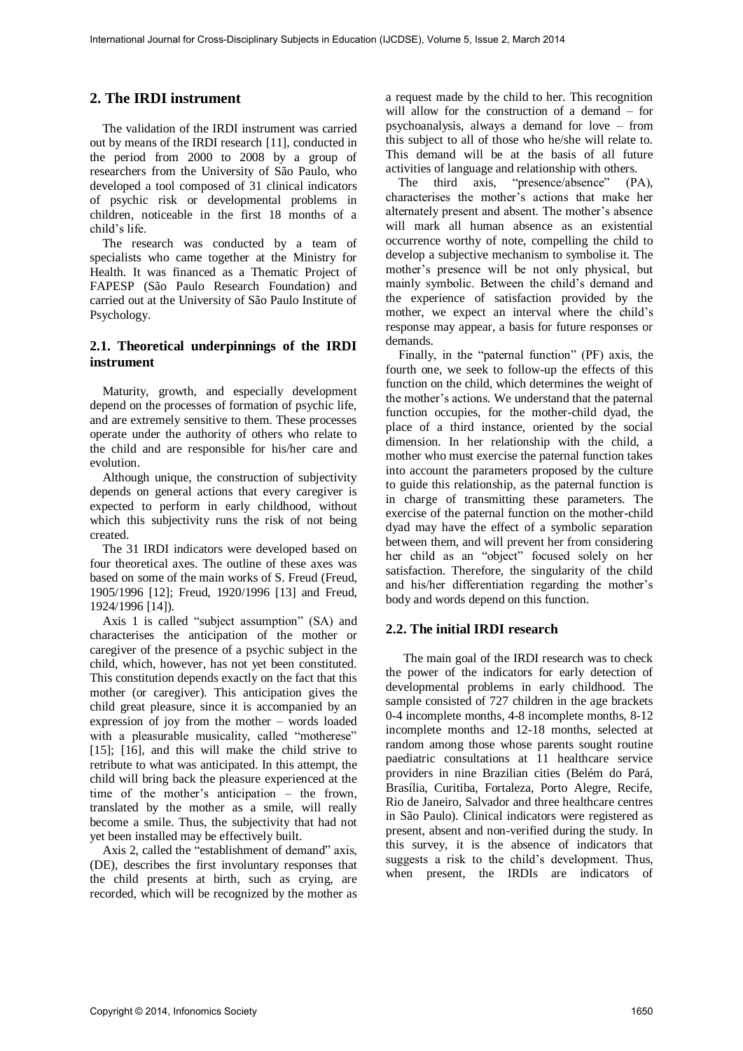## 2. The IRDI instrument

The validation of the IRDI instrument was carried out by means of the IRDI research [11], conducted in the period from 2000 to 2008 by a group of researchers from the University of São Paulo, who developed a tool composed of 31 clinical indicators of psychic risk or developmental problems in children, noticeable in the first 18 months of a child's life.

The research was conducted by a team of specialists who came together at the Ministry for Health. It was financed as a Thematic Project of FAPESP (São Paulo Research Foundation) and carried out at the University of São Paulo Institute of Psychology.

### 2.1. Theoretical underpinnings of the IRDI instrument

Maturity, growth, and especially development depend on the processes of formation of psychic life, and are extremely sensitive to them. These processes operate under the authority of others who relate to the child and are responsible for his/her care and evolution.

Although unique, the construction of subjectivity depends on general actions that every caregiver is expected to perform in early childhood, without which this subjectivity runs the risk of not being created.

The 31 IRDI indicators were developed based on four theoretical axes. The outline of these axes was based on some of the main works of S. Freud (Freud, 1905/1996 [12]; Freud, 1920/1996 [13] and Freud, 1924/1996 [14]).

Axis 1 is called "subject assumption" (SA) and characterises the anticipation of the mother or caregiver of the presence of a psychic subject in the child, which, however, has not yet been constituted. This constitution depends exactly on the fact that this mother (or caregiver). This anticipation gives the child great pleasure, since it is accompanied by an expression of joy from the mother – words loaded with a pleasurable musicality, called "motherese" [15]; [16], and this will make the child strive to retribute to what was anticipated. In this attempt, the child will bring back the pleasure experienced at the time of the mother's anticipation – the frown, translated by the mother as a smile, will really become a smile. Thus, the subjectivity that had not yet been installed may be effectively built.

Axis 2, called the "establishment of demand" axis, (DE), describes the first involuntary responses that the child presents at birth, such as crying, are recorded, which will be recognized by the mother as a request made by the child to her. This recognition will allow for the construction of a demand – for psychoanalysis, always a demand for love – from this subject to all of those who he/she will relate to. This demand will be at the basis of all future activities of language and relationship with others.

The third axis, "presence/absence" (PA), characterises the mother's actions that make her alternately present and absent. The mother's absence will mark all human absence as an existential occurrence worthy of note, compelling the child to develop a subjective mechanism to symbolise it. The mother's presence will be not only physical, but mainly symbolic. Between the child's demand and the experience of satisfaction provided by the mother, we expect an interval where the child's response may appear, a basis for future responses or demands.

Finally, in the "paternal function" (PF) axis, the fourth one, we seek to follow-up the effects of this function on the child, which determines the weight of the mother's actions. We understand that the paternal function occupies, for the mother-child dyad, the place of a third instance, oriented by the social dimension. In her relationship with the child, a mother who must exercise the paternal function takes into account the parameters proposed by the culture to guide this relationship, as the paternal function is in charge of transmitting these parameters. The exercise of the paternal function on the mother-child dyad may have the effect of a symbolic separation between them, and will prevent her from considering her child as an "object" focused solely on her satisfaction. Therefore, the singularity of the child and his/her differentiation regarding the mother's body and words depend on this function.

### 2.2. The initial IRDI research

The main goal of the IRDI research was to check the power of the indicators for early detection of developmental problems in early childhood. The sample consisted of 727 children in the age brackets 0-4 incomplete months, 4-8 incomplete months, 8-12 incomplete months and 12-18 months, selected at random among those whose parents sought routine paediatric consultations at 11 healthcare service providers in nine Brazilian cities (Belém do Pará, Brasília, Curitiba, Fortaleza, Porto Alegre, Recife, Rio de Janeiro, Salvador and three healthcare centres in São Paulo). Clinical indicators were registered as present, absent and non-verified during the study. In this survey, it is the absence of indicators that suggests a risk to the child's development. Thus, when present, the IRDIs are indicators of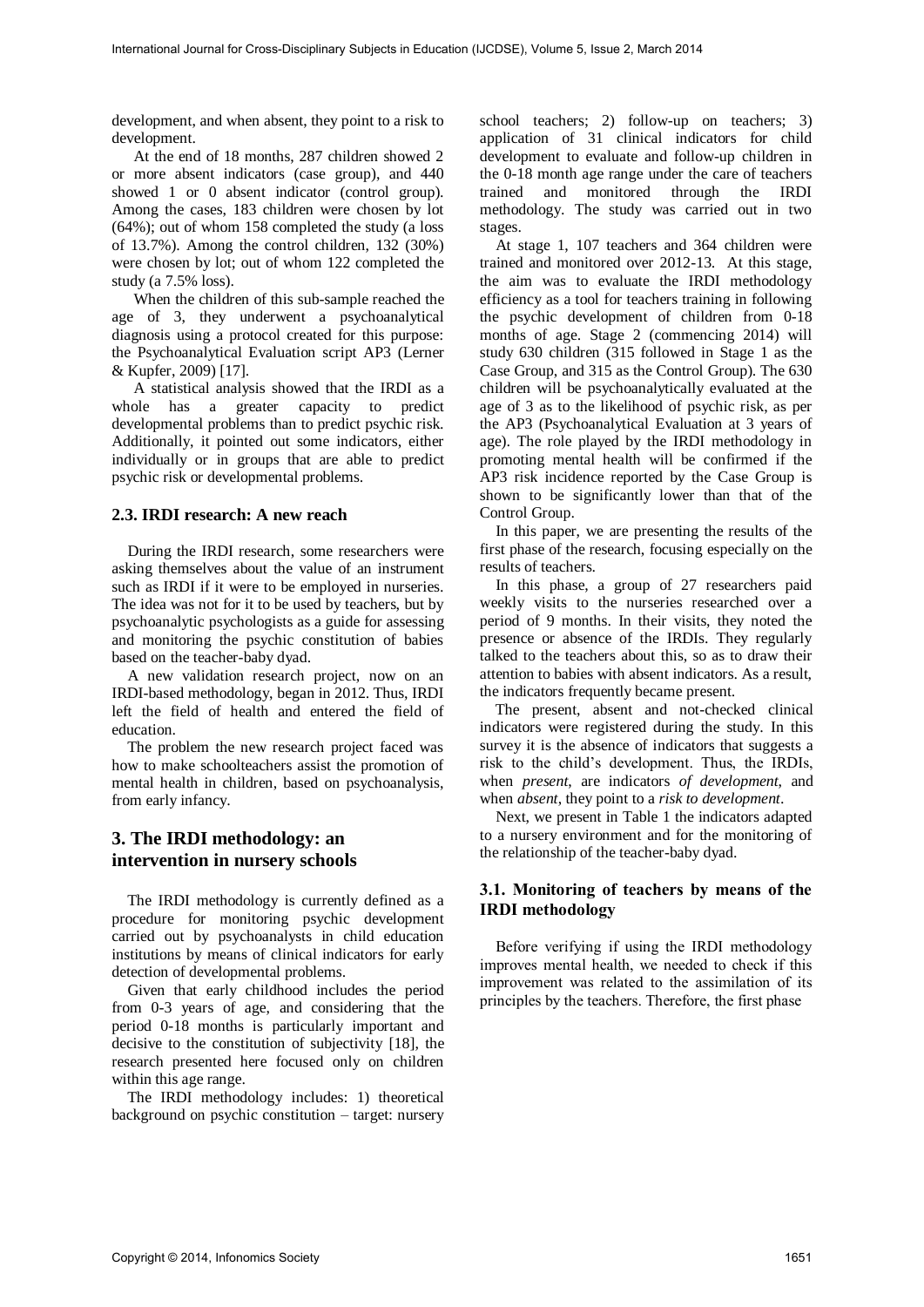development, and when absent, they point to a risk to development.

At the end of 18 months, 287 children showed 2 or more absent indicators (case group), and 440 showed 1 or 0 absent indicator (control group). Among the cases, 183 children were chosen by lot (64%); out of whom 158 completed the study (a loss of 13.7%). Among the control children, 132 (30%) were chosen by lot; out of whom 122 completed the study (a 7.5% loss).

When the children of this sub-sample reached the age of 3, they underwent a psychoanalytical diagnosis using a protocol created for this purpose: the Psychoanalytical Evaluation script AP3 (Lerner & Kupfer, 2009) [17].

A statistical analysis showed that the IRDI as a whole has a greater capacity to predict developmental problems than to predict psychic risk. Additionally, it pointed out some indicators, either individually or in groups that are able to predict psychic risk or developmental problems.

### 2.3. IRDI research: A new reach

During the IRDI research, some researchers were asking themselves about the value of an instrument such as IRDI if it were to be employed in nurseries. The idea was not for it to be used by teachers, but by psychoanalytic psychologists as a guide for assessing and monitoring the psychic constitution of babies based on the teacher-baby dyad.

A new validation research project, now on an IRDI-based methodology, began in 2012. Thus, IRDI left the field of health and entered the field of education.

The problem the new research project faced was how to make schoolteachers assist the promotion of mental health in children, based on psychoanalysis, from early infancy.

## 3. The IRDI methodology: an intervention in nursery schools

The IRDI methodology is currently defined as a procedure for monitoring psychic development carried out by psychoanalysts in child education institutions by means of clinical indicators for early detection of developmental problems.

Given that early childhood includes the period from 0-3 years of age, and considering that the period 0-18 months is particularly important and decisive to the constitution of subjectivity [18], the research presented here focused only on children within this age range.

The IRDI methodology includes: 1) theoretical background on psychic constitution – target: nursery school teachers; 2) follow-up on teachers; 3) application of 31 clinical indicators for child development to evaluate and follow-up children in the 0-18 month age range under the care of teachers trained and monitored through the IRDI methodology. The study was carried out in two stages.

At stage 1, 107 teachers and 364 children were trained and monitored over 2012-13. At this stage, the aim was to evaluate the IRDI methodology efficiency as a tool for teachers training in following the psychic development of children from 0-18 months of age. Stage 2 (commencing 2014) will study 630 children (315 followed in Stage 1 as the Case Group, and 315 as the Control Group). The 630 children will be psychoanalytically evaluated at the age of 3 as to the likelihood of psychic risk, as per the AP3 (Psychoanalytical Evaluation at 3 years of age). The role played by the IRDI methodology in promoting mental health will be confirmed if the AP3 risk incidence reported by the Case Group is shown to be significantly lower than that of the Control Group.

In this paper, we are presenting the results of the first phase of the research, focusing especially on the results of teachers.

In this phase, a group of 27 researchers paid weekly visits to the nurseries researched over a period of 9 months. In their visits, they noted the presence or absence of the IRDIs. They regularly talked to the teachers about this, so as to draw their attention to babies with absent indicators. As a result, the indicators frequently became present.

The present, absent and not-checked clinical indicators were registered during the study. In this survey it is the absence of indicators that suggests a risk to the child's development. Thus, the IRDIs, when *present*, are indicators *of development*, and when *absent*, they point to a *risk to development*.

Next, we present in Table 1 the indicators adapted to a nursery environment and for the monitoring of the relationship of the teacher-baby dyad.

### 3.1. Monitoring of teachers by means of the IRDI methodology

Before verifying if using the IRDI methodology improves mental health, we needed to check if this improvement was related to the assimilation of its principles by the teachers. Therefore, the first phase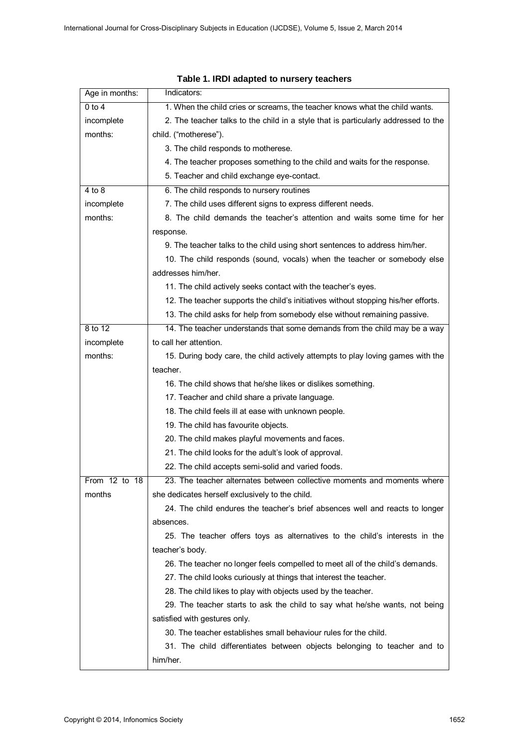**Table 1. IRDI adapted to nursery teachers**

| Age in months: | Indicators: |
|---|---|
| 0 to 4 incomplete months: | 1. When the child cries or screams, the teacher knows what the child wants.<br>2. The teacher talks to the child in a style that is particularly addressed to the child. ("motherese").<br>3. The child responds to motherese.<br>4. The teacher proposes something to the child and waits for the response.<br>5. Teacher and child exchange eye-contact. |
| 4 to 8 incomplete months: | 6. The child responds to nursery routines<br>7. The child uses different signs to express different needs.<br>8. The child demands the teacher's attention and waits some time for her response.<br>9. The teacher talks to the child using short sentences to address him/her.<br>10. The child responds (sound, vocals) when the teacher or somebody else addresses him/her.<br>11. The child actively seeks contact with the teacher's eyes.<br>12. The teacher supports the child's initiatives without stopping his/her efforts.<br>13. The child asks for help from somebody else without remaining passive. |
| 8 to 12 incomplete months: | 14. The teacher understands that some demands from the child may be a way to call her attention.<br>15. During body care, the child actively attempts to play loving games with the teacher.<br>16. The child shows that he/she likes or dislikes something.<br>17. Teacher and child share a private language.<br>18. The child feels ill at ease with unknown people.<br>19. The child has favourite objects.<br>20. The child makes playful movements and faces.<br>21. The child looks for the adult's look of approval.<br>22. The child accepts semi-solid and varied foods. |
| From 12 to 18 months | 23. The teacher alternates between collective moments and moments where she dedicates herself exclusively to the child.<br>24. The child endures the teacher's brief absences well and reacts to longer absences.<br>25. The teacher offers toys as alternatives to the child's interests in the teacher's body.<br>26. The teacher no longer feels compelled to meet all of the child's demands.<br>27. The child looks curiously at things that interest the teacher.<br>28. The child likes to play with objects used by the teacher.<br>29. The teacher starts to ask the child to say what he/she wants, not being satisfied with gestures only.<br>30. The teacher establishes small behaviour rules for the child.<br>31. The child differentiates between objects belonging to teacher and to him/her. |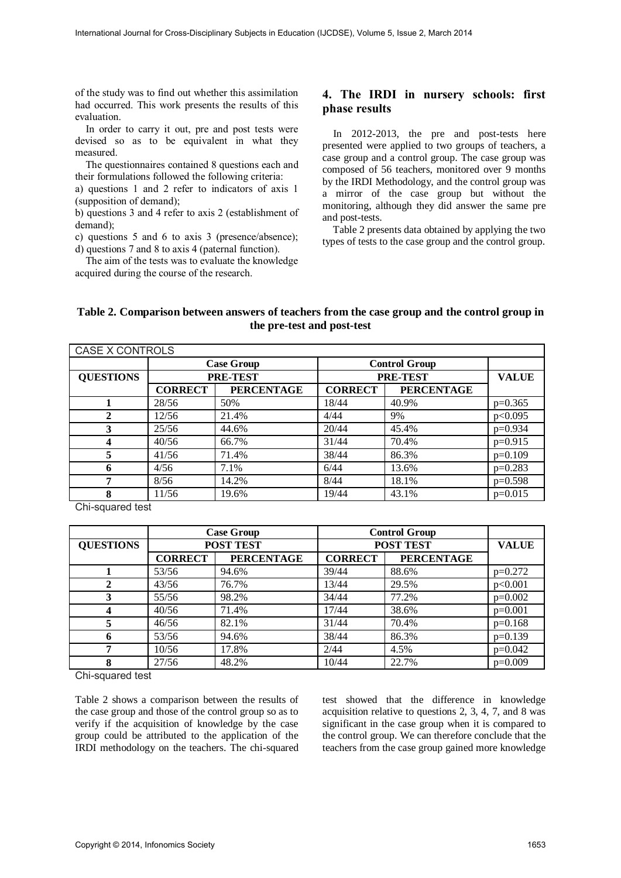of the study was to find out whether this assimilation had occurred. This work presents the results of this evaluation.

In order to carry it out, pre and post tests were devised so as to be equivalent in what they measured.

The questionnaires contained 8 questions each and their formulations followed the following criteria:

a) questions 1 and 2 refer to indicators of axis 1 (supposition of demand);

b) questions 3 and 4 refer to axis 2 (establishment of demand);

c) questions 5 and 6 to axis 3 (presence/absence);

d) questions 7 and 8 to axis 4 (paternal function).

The aim of the tests was to evaluate the knowledge acquired during the course of the research.

## 4. The IRDI in nursery schools: first phase results

In 2012-2013, the pre and post-tests here presented were applied to two groups of teachers, a case group and a control group. The case group was composed of 56 teachers, monitored over 9 months by the IRDI Methodology, and the control group was a mirror of the case group but without the monitoring, although they did answer the same pre and post-tests.

Table 2 presents data obtained by applying the two types of tests to the case group and the control group.

**Table 2. Comparison between answers of teachers from the case group and the control group in the pre-test and post-test**

| CASE X CONTROLS | | | | | |
|---|---|---|---|---|---|
| | **Case Group** | | **Control Group** | | |
| **QUESTIONS** | **PRE-TEST** | | **PRE-TEST** | | **VALUE** |
| | **CORRECT** | **PERCENTAGE** | **CORRECT** | **PERCENTAGE** | |
| **1** | 28/56 | 50% | 18/44 | 40.9% | p=0.365 |
| **2** | 12/56 | 21.4% | 4/44 | 9% | p<0.095 |
| **3** | 25/56 | 44.6% | 20/44 | 45.4% | p=0.934 |
| **4** | 40/56 | 66.7% | 31/44 | 70.4% | p=0.915 |
| **5** | 41/56 | 71.4% | 38/44 | 86.3% | p=0.109 |
| **6** | 4/56 | 7.1% | 6/44 | 13.6% | p=0.283 |
| **7** | 8/56 | 14.2% | 8/44 | 18.1% | p=0.598 |
| **8** | 11/56 | 19.6% | 19/44 | 43.1% | p=0.015 |

Chi-squared test

| | **Case Group** | | **Control Group** | | |
|---|---|---|---|---|---|
| **QUESTIONS** | **POST TEST** | | **POST TEST** | | **VALUE** |
| | **CORRECT** | **PERCENTAGE** | **CORRECT** | **PERCENTAGE** | |
| **1** | 53/56 | 94.6% | 39/44 | 88.6% | p=0.272 |
| **2** | 43/56 | 76.7% | 13/44 | 29.5% | p<0.001 |
| **3** | 55/56 | 98.2% | 34/44 | 77.2% | p=0.002 |
| **4** | 40/56 | 71.4% | 17/44 | 38.6% | p=0.001 |
| **5** | 46/56 | 82.1% | 31/44 | 70.4% | p=0.168 |
| **6** | 53/56 | 94.6% | 38/44 | 86.3% | p=0.139 |
| **7** | 10/56 | 17.8% | 2/44 | 4.5% | p=0.042 |
| **8** | 27/56 | 48.2% | 10/44 | 22.7% | p=0.009 |

Chi-squared test

Table 2 shows a comparison between the results of the case group and those of the control group so as to verify if the acquisition of knowledge by the case group could be attributed to the application of the IRDI methodology on the teachers. The chi-squared test showed that the difference in knowledge acquisition relative to questions 2, 3, 4, 7, and 8 was significant in the case group when it is compared to the control group. We can therefore conclude that the teachers from the case group gained more knowledge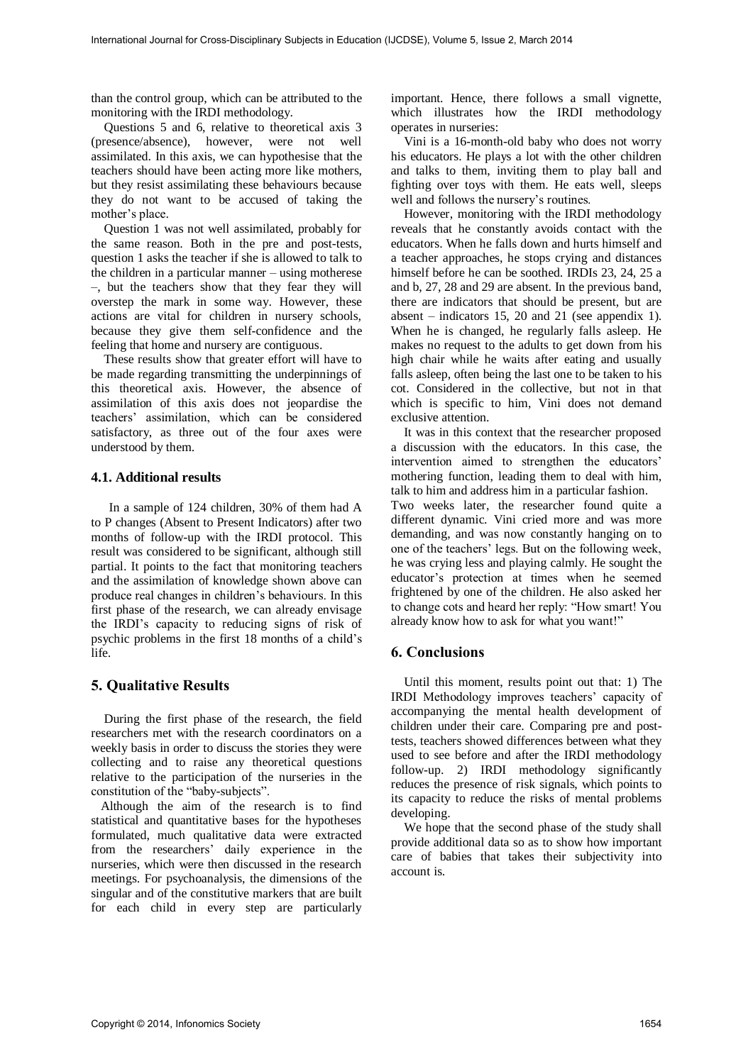than the control group, which can be attributed to the monitoring with the IRDI methodology.

Questions 5 and 6, relative to theoretical axis 3 (presence/absence), however, were not well assimilated. In this axis, we can hypothesise that the teachers should have been acting more like mothers, but they resist assimilating these behaviours because they do not want to be accused of taking the mother's place.

Question 1 was not well assimilated, probably for the same reason. Both in the pre and post-tests, question 1 asks the teacher if she is allowed to talk to the children in a particular manner – using motherese –, but the teachers show that they fear they will overstep the mark in some way. However, these actions are vital for children in nursery schools, because they give them self-confidence and the feeling that home and nursery are contiguous.

These results show that greater effort will have to be made regarding transmitting the underpinnings of this theoretical axis. However, the absence of assimilation of this axis does not jeopardise the teachers' assimilation, which can be considered satisfactory, as three out of the four axes were understood by them.

### 4.1. Additional results

In a sample of 124 children, 30% of them had A to P changes (Absent to Present Indicators) after two months of follow-up with the IRDI protocol. This result was considered to be significant, although still partial. It points to the fact that monitoring teachers and the assimilation of knowledge shown above can produce real changes in children's behaviours. In this first phase of the research, we can already envisage the IRDI's capacity to reducing signs of risk of psychic problems in the first 18 months of a child's life.

## 5. Qualitative Results

During the first phase of the research, the field researchers met with the research coordinators on a weekly basis in order to discuss the stories they were collecting and to raise any theoretical questions relative to the participation of the nurseries in the constitution of the "baby-subjects".

Although the aim of the research is to find statistical and quantitative bases for the hypotheses formulated, much qualitative data were extracted from the researchers' daily experience in the nurseries, which were then discussed in the research meetings. For psychoanalysis, the dimensions of the singular and of the constitutive markers that are built for each child in every step are particularly important. Hence, there follows a small vignette, which illustrates how the IRDI methodology operates in nurseries:

Vini is a 16-month-old baby who does not worry his educators. He plays a lot with the other children and talks to them, inviting them to play ball and fighting over toys with them. He eats well, sleeps well and follows the nursery's routines.

However, monitoring with the IRDI methodology reveals that he constantly avoids contact with the educators. When he falls down and hurts himself and a teacher approaches, he stops crying and distances himself before he can be soothed. IRDIs 23, 24, 25 a and b, 27, 28 and 29 are absent. In the previous band, there are indicators that should be present, but are absent – indicators 15, 20 and 21 (see appendix 1). When he is changed, he regularly falls asleep. He makes no request to the adults to get down from his high chair while he waits after eating and usually falls asleep, often being the last one to be taken to his cot. Considered in the collective, but not in that which is specific to him, Vini does not demand exclusive attention.

It was in this context that the researcher proposed a discussion with the educators. In this case, the intervention aimed to strengthen the educators' mothering function, leading them to deal with him, talk to him and address him in a particular fashion. Two weeks later, the researcher found quite a different dynamic. Vini cried more and was more demanding, and was now constantly hanging on to one of the teachers' legs. But on the following week, he was crying less and playing calmly. He sought the educator's protection at times when he seemed frightened by one of the children. He also asked her to change cots and heard her reply: "How smart! You already know how to ask for what you want!"

## 6. Conclusions

Until this moment, results point out that: 1) The IRDI Methodology improves teachers' capacity of accompanying the mental health development of children under their care. Comparing pre and post-tests, teachers showed differences between what they used to see before and after the IRDI methodology follow-up. 2) IRDI methodology significantly reduces the presence of risk signals, which points to its capacity to reduce the risks of mental problems developing.

We hope that the second phase of the study shall provide additional data so as to show how important care of babies that takes their subjectivity into account is.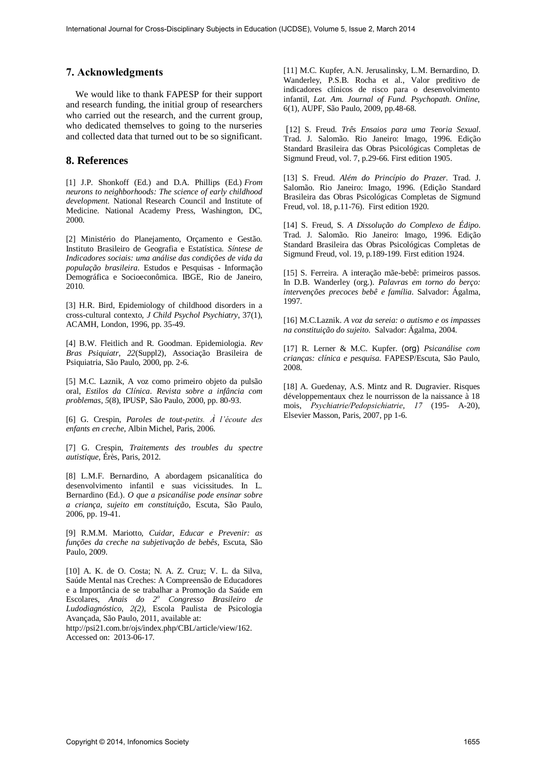## 7. Acknowledgments

We would like to thank FAPESP for their support and research funding, the initial group of researchers who carried out the research, and the current group, who dedicated themselves to going to the nurseries and collected data that turned out to be so significant.

## 8. References

[1] J.P. Shonkoff (Ed.) and D.A. Phillips (Ed.) *From neurons to neighborhoods: The science of early childhood development*. National Research Council and Institute of Medicine. National Academy Press, Washington, DC, 2000.

[2] Ministério do Planejamento, Orçamento e Gestão. Instituto Brasileiro de Geografia e Estatística. *Síntese de Indicadores sociais: uma análise das condições de vida da população brasileira*. Estudos e Pesquisas - Informação Demográfica e Socioeconômica. IBGE, Rio de Janeiro, 2010.

[3] H.R. Bird, Epidemiology of childhood disorders in a cross-cultural contexto, *J Child Psychol Psychiatry*, 37(1), ACAMH, London, 1996, pp. 35-49.

[4] B.W. Fleitlich and R. Goodman. Epidemiologia. *Rev Bras Psiquiatr*, *22*(Suppl2), Associação Brasileira de Psiquiatria, São Paulo, 2000, pp. 2-6.

[5] M.C. Laznik, A voz como primeiro objeto da pulsão oral, *Estilos da Clínica*. *Revista sobre a infância com problemas*, *5*(8), IPUSP, São Paulo, 2000, pp. 80-93.

[6] G. Crespin, *Paroles de tout-petits. À l'écoute des enfants en creche*, Albin Michel, Paris, 2006.

[7] G. Crespin, *Traitements des troubles du spectre autistique*, Érès, Paris, 2012.

[8] L.M.F. Bernardino, A abordagem psicanalítica do desenvolvimento infantil e suas vicissitudes. In L. Bernardino (Ed.). *O que a psicanálise pode ensinar sobre a criança, sujeito em constituição*, Escuta, São Paulo, 2006, pp. 19-41.

[9] R.M.M. Mariotto, *Cuidar, Educar e Prevenir: as funções da creche na subjetivação de bebês*, Escuta, São Paulo, 2009.

[10] A. K. de O. Costa; N. A. Z. Cruz; V. L. da Silva, Saúde Mental nas Creches: A Compreensão de Educadores e a Importância de se trabalhar a Promoção da Saúde em Escolares, *Anais do 2º Congresso Brasileiro de Ludodiagnóstico*, *2(2)*, Escola Paulista de Psicologia Avançada, São Paulo, 2011, available at: http://psi21.com.br/ojs/index.php/CBL/article/view/162. Accessed on: 2013-06-17.

[11] M.C. Kupfer, A.N. Jerusalinsky, L.M. Bernardino, D. Wanderley, P.S.B. Rocha et al., Valor preditivo de indicadores clínicos de risco para o desenvolvimento infantil, *Lat. Am. Journal of Fund. Psychopath. Online*, 6(1), AUPF, São Paulo, 2009, pp.48-68.

[12] S. Freud. *Três Ensaios para uma Teoria Sexual*. Trad. J. Salomão. Rio Janeiro: Imago, 1996. Edição Standard Brasileira das Obras Psicológicas Completas de Sigmund Freud, vol. 7, p.29-66. First edition 1905.

[13] S. Freud. *Além do Princípio do Prazer*. Trad. J. Salomão. Rio Janeiro: Imago, 1996. (Edição Standard Brasileira das Obras Psicológicas Completas de Sigmund Freud, vol. 18, p.11-76). First edition 1920.

[14] S. Freud, S. *A Dissolução do Complexo de Édipo*. Trad. J. Salomão. Rio Janeiro: Imago, 1996. Edição Standard Brasileira das Obras Psicológicas Completas de Sigmund Freud, vol. 19, p.189-199. First edition 1924.

[15] S. Ferreira. A interação mãe-bebê: primeiros passos. In D.B. Wanderley (org.). *Palavras em torno do berço: intervenções precoces bebê e família*. Salvador: Ágalma, 1997.

[16] M.C.Laznik. *A voz da sereia: o autismo e os impasses na constituição do sujeito*. Salvador: Ágalma, 2004.

[17] R. Lerner & M.C. Kupfer. (org) *Psicanálise com crianças: clínica e pesquisa.* FAPESP/Escuta, São Paulo, 2008.

[18] A. Guedenay, A.S. Mintz and R. Dugravier. Risques développementaux chez le nourrisson de la naissance à 18 mois, *Psychiatrie/Pedopsichiatrie*, *17* (195- A-20), Elsevier Masson, Paris, 2007, pp 1-6.